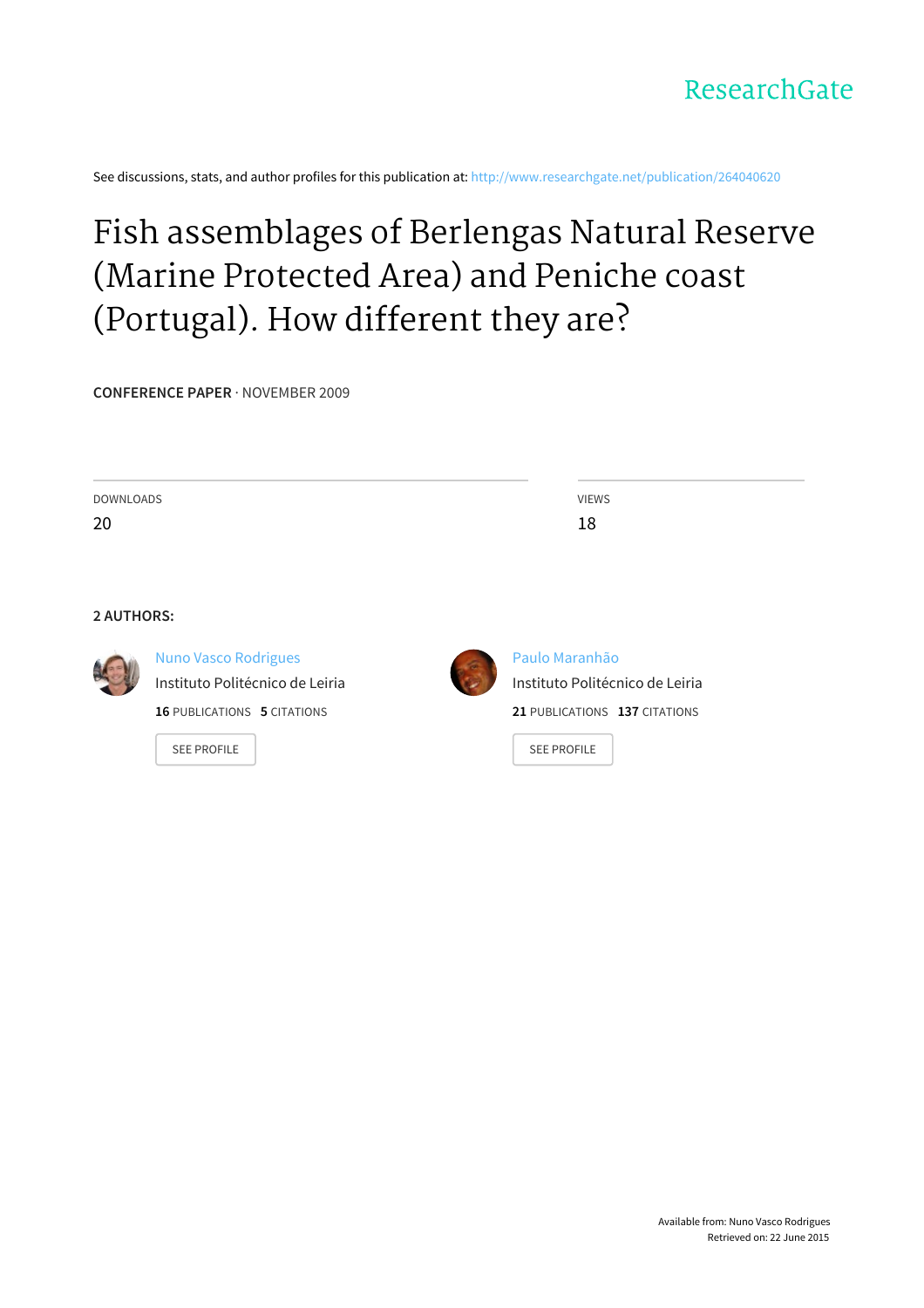ResearchGate

See discussions, stats, and author profiles for this publication at: http://www.researchgate.net/publication/264040620

# Fish assemblages of Berlengas Natural Reserve (Marine Protected Area) and Peniche coast (Portugal). How different they are?

**CONFERENCE PAPER** · NOVEMBER 2009

DOWNLOADS
20

VIEWS
18

**2 AUTHORS:**

Nuno Vasco Rodrigues
Instituto Politécnico de Leiria
**16** PUBLICATIONS **5** CITATIONS

SEE PROFILE

Paulo Maranhão
Instituto Politécnico de Leiria
**21** PUBLICATIONS **137** CITATIONS

SEE PROFILE

Available from: Nuno Vasco Rodrigues
Retrieved on: 22 June 2015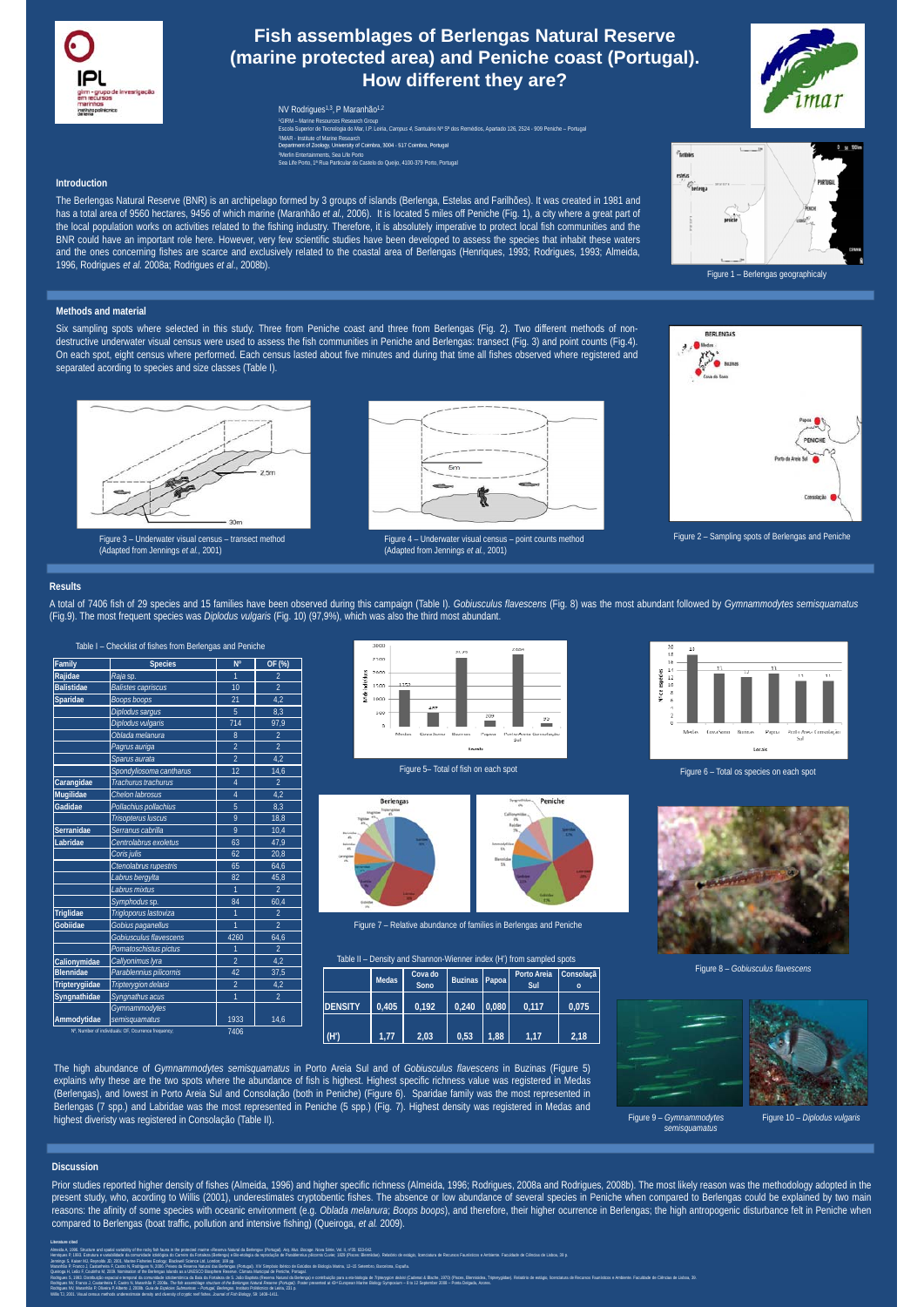# Fish assemblages of Berlengas Natural Reserve (marine protected area) and Peniche coast (Portugal). How different they are?

NV Rodrigues[1,3], P Maranhão[1,2]

[1]GIRM – Marine Resources Research Group
Escola Superior de Tecnologia do Mar, I.P. Leiria, Campus 4, Santuário Nº Sª dos Remédios, Apartado 126, 2524 - 909 Peniche – Portugal
[2]IMAR - Institute of Marine Research
Department of Zoology, University of Coimbra, 3004 - 517 Coimbra, Portugal
[3]Merlin Entertainments, Sea Life Porto
Sea Life Porto, 1º Rua Particular do Castelo do Queijo, 4100-379 Porto, Portugal

## Introduction

The Berlengas Natural Reserve (BNR) is an archipelago formed by 3 groups of islands (Berlenga, Estelas and Farilhões). It was created in 1981 and has a total area of 9560 hectares, 9456 of which marine (Maranhão *et al.*, 2006). It is located 5 miles off Peniche (Fig. 1), a city where a great part of the local population works on activities related to the fishing industry. Therefore, it is absolutely imperative to protect local fish communities and the BNR could have an important role here. However, very few scientific studies have been developed to assess the species that inhabit these waters and the ones concerning fishes are scarce and exclusively related to the coastal area of Berlengas (Henriques, 1993; Rodrigues, 1993; Almeida, 1996, Rodrigues *et al.* 2008a; Rodrigues *et al.*, 2008b).

Figure 1 – Berlengas geographicaly

## Methods and material

Six sampling spots where selected in this study. Three from Peniche coast and three from Berlengas (Fig. 2). Two different methods of non-destructive underwater visual census were used to assess the fish communities in Peniche and Berlengas: transect (Fig. 3) and point counts (Fig.4). On each spot, eight census where performed. Each census lasted about five minutes and during that time all fishes observed where registered and separated acording to species and size classes (Table I).

Figure 3 – Underwater visual census – transect method (Adapted from Jennings *et al.*, 2001)

Figure 4 – Underwater visual census – point counts method (Adapted from Jennings *et al.*, 2001)

Figure 2 – Sampling spots of Berlengas and Peniche

## Results

A total of 7406 fish of 29 species and 15 families have been observed during this campaign (Table I). *Gobiusculus flavescens* (Fig. 8) was the most abundant followed by *Gymnammodytes semisquamatus* (Fig.9). The most frequent species was *Diplodus vulgaris* (Fig. 10) (97,9%), which was also the third most abundant.

Table I – Checklist of fishes from Berlengas and Peniche

| Family | Species | Nº | OF (%) |
|---|---|---|---|
| Rajidae | *Raja* sp. | 1 | 2 |
| Balistidae | *Balistes capriscus* | 10 | 2 |
| Sparidae | *Boops boops* | 21 | 4,2 |
| | *Diplodus sargus* | 5 | 8,3 |
| | *Diplodus vulgaris* | 714 | 97,9 |
| | *Oblada melanura* | 8 | 2 |
| | *Pagrus aunga* | 2 | 2 |
| | *Sparus aurata* | 2 | 4,2 |
| | *Spondyliosoma cantharus* | 12 | 14,6 |
| Carangidae | *Trachurus trachurus* | 4 | 2 |
| Mugilidae | *Chelon labrosus* | 4 | 4,2 |
| Gadidae | *Pollachius pollachius* | 5 | 8,3 |
| | *Trisopterus luscus* | 9 | 18,8 |
| Serranidae | *Serranus cabrilla* | 9 | 10,4 |
| Labridae | *Centrolabrus exoletus* | 63 | 47,9 |
| | *Coris julis* | 62 | 20,8 |
| | *Ctenolabrus rupestris* | 65 | 64,6 |
| | *Labrus bergylta* | 82 | 45,8 |
| | *Labrus mixtus* | 1 | 2 |
| | *Symphodus* sp. | 84 | 60,4 |
| Triglidae | *Trigloporus lastoviza* | 1 | 2 |
| Gobiidae | *Gobius paganellus* | 1 | 2 |
| | *Gobiusculus flavescens* | 4260 | 64,6 |
| | *Pomatoschistus pictus* | 1 | 2 |
| Callionymidae | *Callyonimus lyra* | 2 | 4,2 |
| Blenniidae | *Parablennius pilicornis* | 42 | 37,5 |
| Tripterygiidae | *Tripterygion delaisi* | 2 | 4,2 |
| Syngnathidae | *Syngnathus acus* | 1 | 2 |
| Ammodytidae | *Gymnammodytes semisquamatus* | 1933 | 14,6 |
| | | 7406 | |

Nº, Number of individuals; OF, Occurrence frequency.

Figure 5– Total of fish on each spot

Figure 6 – Total os species on each spot

Figure 7 – Relative abundance of families in Berlengas and Peniche

Table II – Density and Shannon-Wienner index (H') from sampled spots

| | Medas | Cova do Sono | Buzinas | Papoa | Porto Areia Sul | Consolação |
|---|---|---|---|---|---|---|
| DENSITY | 0,405 | 0,192 | 0,240 | 0,080 | 0,117 | 0,075 |
| (H') | 1,77 | 2,03 | 0,53 | 1,88 | 1,17 | 2,18 |

Figure 8 – *Gobiusculus flavescens*

The high abundance of *Gymnammodytes semisquamatus* in Porto Areia Sul and of *Gobiusculus flavescens* in Buzinas (Figure 5) explains why these are the two spots where the abundance of fish is highest. Highest specific richness value was registered in Medas (Berlengas), and lowest in Porto Areia Sul and Consolação (both in Peniche) (Figure 6). Sparidae family was the most represented in Berlengas (7 spp.) and Labridae was the most represented in Peniche (5 spp.) (Fig. 7). Highest density was registered in Medas and highest diveristy was registered in Consolação (Table II).

Figure 9 – *Gymnammodytes semisquamatus*

Figure 10 – *Diplodus vulgaris*

## Discussion

Prior studies reported higher density of fishes (Almeida, 1996) and higher specific richness (Almeida, 1996; Rodrigues, 2008a and Rodrigues, 2008b). The most likely reason was the methodology adopted in the present study, who, according to Willis (2001), underestimates cryptobentic fishes. The absence or low abundance of several species in Peniche when compared to Berlengas could be explained by two main reasons: the afinity of some species with oceanic environment (e.g. *Oblada melanura*; *Boops boops*), and therefore, their higher ocurrence in Berlengas; the high antropogenic disturbance felt in Peniche when compared to Berlengas (boat traffic, pollution and intensive fishing) (Queiroga, *et al.* 2009).